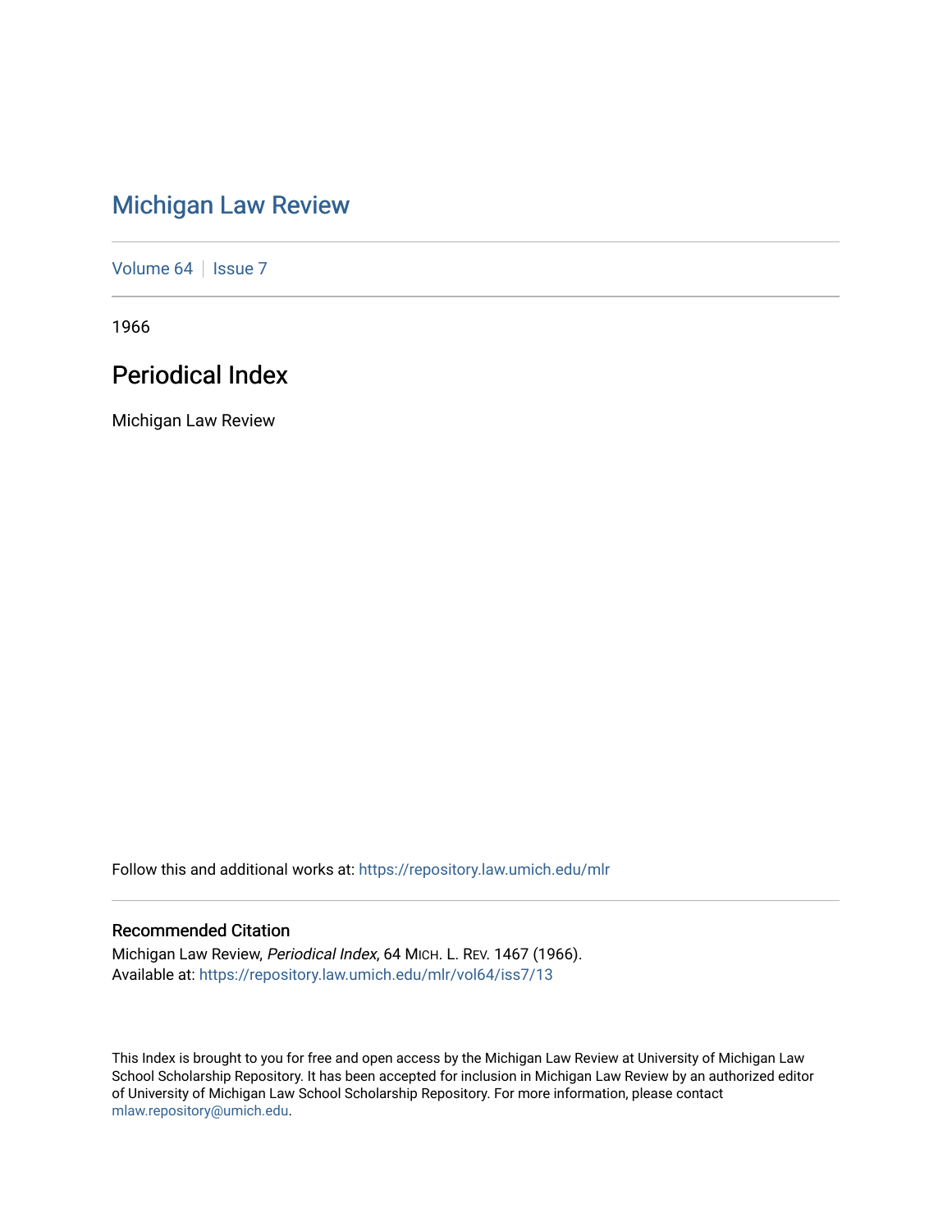# Michigan Law Review

Volume 64 | Issue 7

1966

## Periodical Index

Michigan Law Review

Follow this and additional works at: https://repository.law.umich.edu/mlr

### Recommended Citation

Michigan Law Review, *Periodical Index*, 64 MICH. L. REV. 1467 (1966).
Available at: https://repository.law.umich.edu/mlr/vol64/iss7/13

This Index is brought to you for free and open access by the Michigan Law Review at University of Michigan Law School Scholarship Repository. It has been accepted for inclusion in Michigan Law Review by an authorized editor of University of Michigan Law School Scholarship Repository. For more information, please contact mlaw.repository@umich.edu.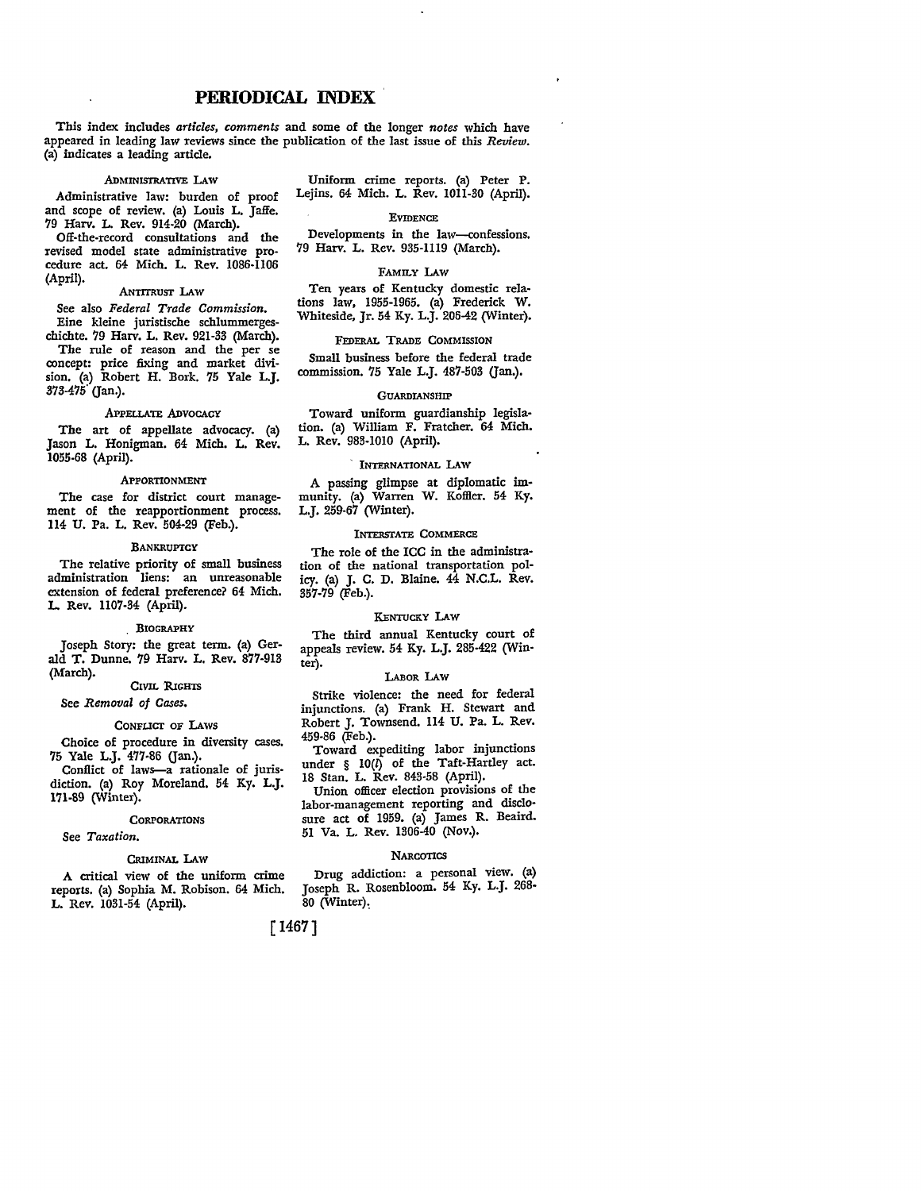# PERIODICAL INDEX

This index includes *articles, comments* and some of the longer *notes* which have appeared in leading law reviews since the publication of the last issue of this *Review.* (a) indicates a leading article.

### ADMINISTRATIVE LAW

Administrative law: burden of proof and scope of review. (a) Louis L. Jaffe. 79 Harv. L. Rev. 914-20 (March).

Off-the-record consultations and the revised model state administrative procedure act. 64 Mich. L. Rev. 1086-1106 (April).

### ANTITRUST LAW

See also *Federal Trade Commission.*

Eine kleine juristische schlummergeschichte. 79 Harv. L. Rev. 921-33 (March).

The rule of reason and the per se concept: price fixing and market division. (a) Robert H. Bork. 75 Yale L.J. 373-475 (Jan.).

### APPELLATE ADVOCACY

The art of appellate advocacy. (a) Jason L. Honigman. 64 Mich. L. Rev. 1055-68 (April).

### APPORTIONMENT

The case for district court management of the reapportionment process. 114 U. Pa. L. Rev. 504-29 (Feb.).

### BANKRUPTCY

The relative priority of small business administration liens: an unreasonable extension of federal preference? 64 Mich. L. Rev. 1107-34 (April).

### BIOGRAPHY

Joseph Story: the great term. (a) Gerald T. Dunne. 79 Harv. L. Rev. 877-913 (March).

### CIVIL RIGHTS

See *Removal of Cases.*

### CONFLICT OF LAWS

Choice of procedure in diversity cases. 75 Yale L.J. 477-86 (Jan.).

Conflict of laws—a rationale of jurisdiction. (a) Roy Moreland. 54 Ky. L.J. 171-89 (Winter).

### CORPORATIONS

See *Taxation.*

### CRIMINAL LAW

A critical view of the uniform crime reports. (a) Sophia M. Robison. 64 Mich. L. Rev. 1031-54 (April).

Uniform crime reports. (a) Peter P. Lejins. 64 Mich. L. Rev. 1011-30 (April).

### EVIDENCE

Developments in the law—confessions. 79 Harv. L. Rev. 935-1119 (March).

### FAMILY LAW

Ten years of Kentucky domestic relations law, 1955-1965. (a) Frederick W. Whiteside, Jr. 54 Ky. L.J. 206-42 (Winter).

### FEDERAL TRADE COMMISSION

Small business before the federal trade commission. 75 Yale L.J. 487-503 (Jan.).

### GUARDIANSHIP

Toward uniform guardianship legislation. (a) William F. Fratcher. 64 Mich. L. Rev. 983-1010 (April).

### INTERNATIONAL LAW

A passing glimpse at diplomatic immunity. (a) Warren W. Koffler. 54 Ky. L.J. 259-67 (Winter).

### INTERSTATE COMMERCE

The role of the ICC in the administration of the national transportation policy. (a) J. C. D. Blaine. 44 N.C.L. Rev. 357-79 (Feb.).

### KENTUCKY LAW

The third annual Kentucky court of appeals review. 54 Ky. L.J. 285-422 (Winter).

### LABOR LAW

Strike violence: the need for federal injunctions. (a) Frank H. Stewart and Robert J. Townsend. 114 U. Pa. L. Rev. 459-86 (Feb.).

Toward expediting labor injunctions under § 10(*l*) of the Taft-Hartley act. 18 Stan. L. Rev. 843-58 (April).

Union officer election provisions of the labor-management reporting and disclosure act of 1959. (a) James R. Beaird. 51 Va. L. Rev. 1306-40 (Nov.).

### NARCOTICS

Drug addiction: a personal view. (a) Joseph R. Rosenbloom. 54 Ky. L.J. 268-80 (Winter).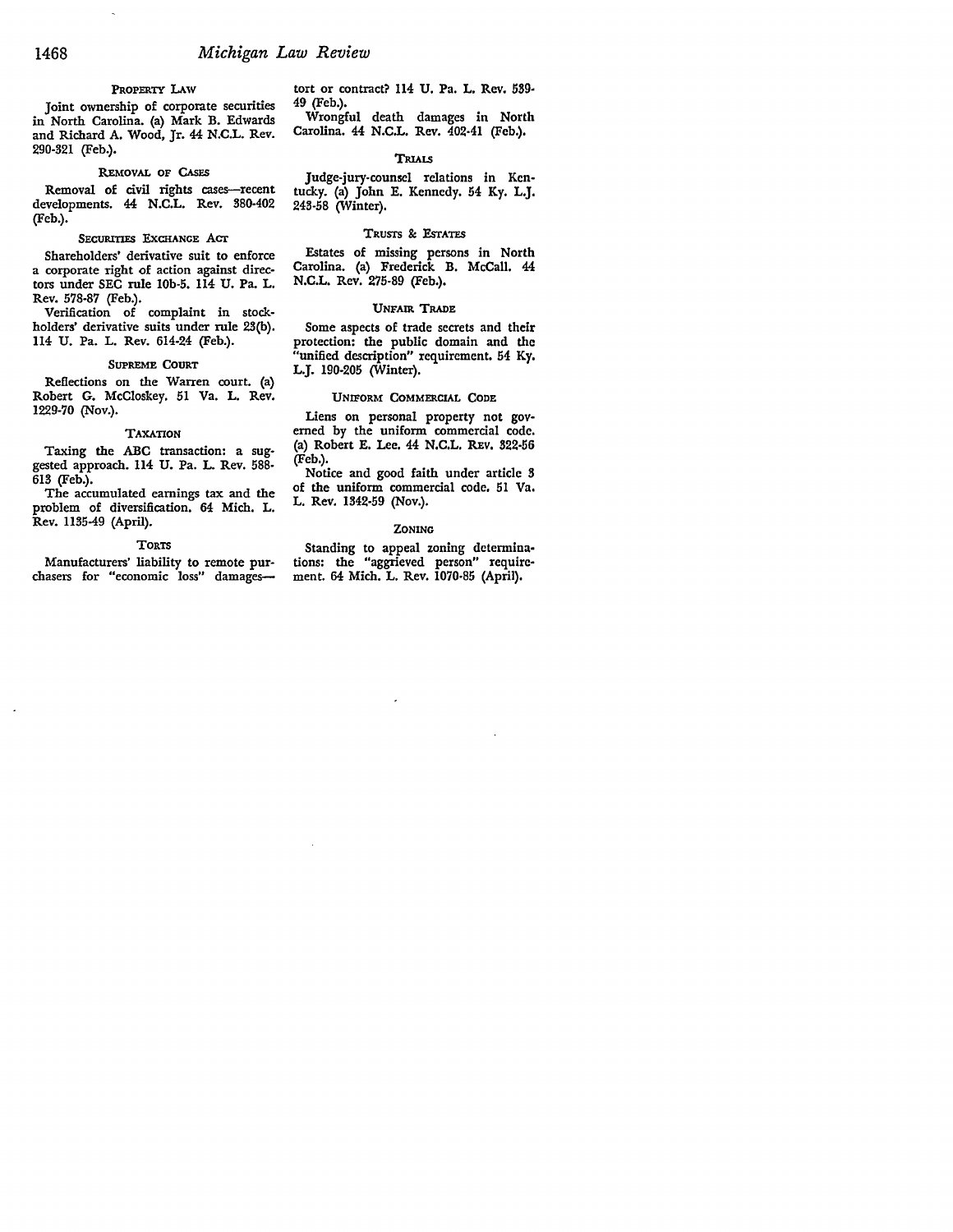#### PROPERTY LAW

Joint ownership of corporate securities in North Carolina. (a) Mark B. Edwards and Richard A. Wood, Jr. 44 N.C.L. Rev. 290-321 (Feb.).

#### REMOVAL OF CASES

Removal of civil rights cases—recent developments. 44 N.C.L. Rev. 380-402 (Feb.).

#### SECURITIES EXCHANGE ACT

Shareholders' derivative suit to enforce a corporate right of action against directors under SEC rule 10b-5. 114 U. Pa. L. Rev. 578-87 (Feb.).

Verification of complaint in stockholders' derivative suits under rule 23(b). 114 U. Pa. L. Rev. 614-24 (Feb.).

#### SUPREME COURT

Reflections on the Warren court. (a) Robert G. McCloskey. 51 Va. L. Rev. 1229-70 (Nov.).

#### TAXATION

Taxing the ABC transaction: a suggested approach. 114 U. Pa. L. Rev. 588-613 (Feb.).

The accumulated earnings tax and the problem of diversification. 64 Mich. L. Rev. 1135-49 (April).

#### TORTS

Manufacturers' liability to remote purchasers for "economic loss" damages—tort or contract? 114 U. Pa. L. Rev. 539-49 (Feb.).

Wrongful death damages in North Carolina. 44 N.C.L. Rev. 402-41 (Feb.).

#### TRIALS

Judge-jury-counsel relations in Kentucky. (a) John E. Kennedy. 54 Ky. L.J. 243-58 (Winter).

#### TRUSTS & ESTATES

Estates of missing persons in North Carolina. (a) Frederick B. McCall. 44 N.C.L. Rev. 275-89 (Feb.).

#### UNFAIR TRADE

Some aspects of trade secrets and their protection: the public domain and the "unified description" requirement. 54 Ky. L.J. 190-205 (Winter).

#### UNIFORM COMMERCIAL CODE

Liens on personal property not governed by the uniform commercial code. (a) Robert E. Lee. 44 N.C.L. Rev. 322-56 (Feb.).

Notice and good faith under article 3 of the uniform commercial code. 51 Va. L. Rev. 1342-59 (Nov.).

#### ZONING

Standing to appeal zoning determinations: the "aggrieved person" requirement. 64 Mich. L. Rev. 1070-85 (April).